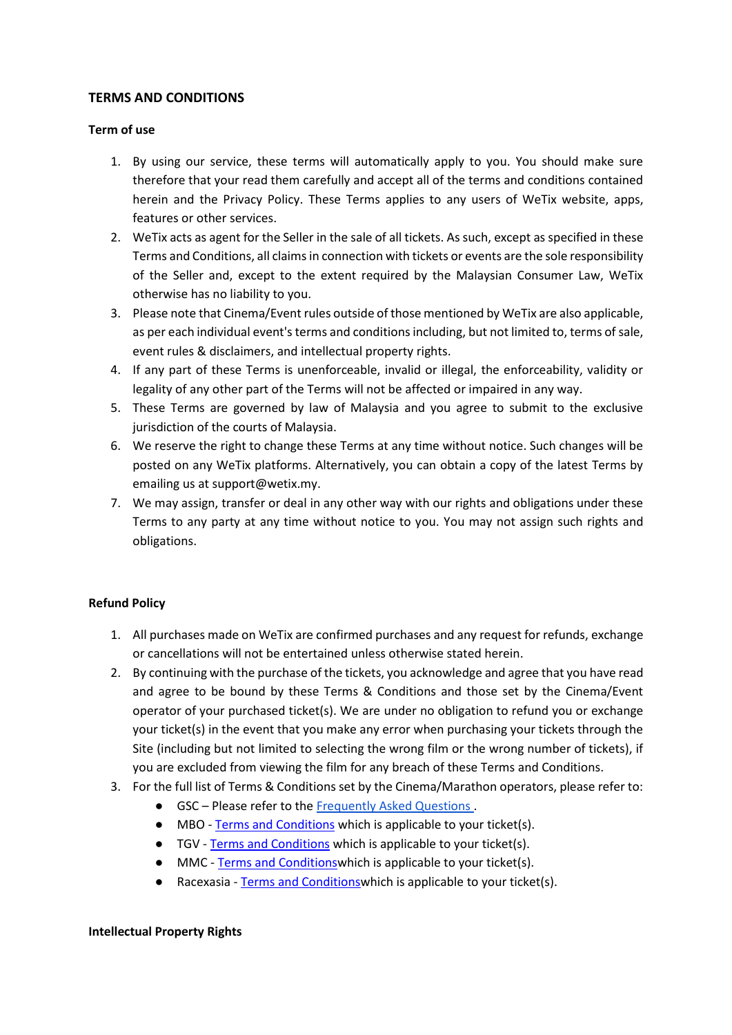# TERMS AND CONDITIONS

## Term of use

1. By using our service, these terms will automatically apply to you. You should make sure therefore that your read them carefully and accept all of the terms and conditions contained herein and the Privacy Policy. These Terms applies to any users of WeTix website, apps, features or other services.
2. WeTix acts as agent for the Seller in the sale of all tickets. As such, except as specified in these Terms and Conditions, all claims in connection with tickets or events are the sole responsibility of the Seller and, except to the extent required by the Malaysian Consumer Law, WeTix otherwise has no liability to you.
3. Please note that Cinema/Event rules outside of those mentioned by WeTix are also applicable, as per each individual event's terms and conditions including, but not limited to, terms of sale, event rules & disclaimers, and intellectual property rights.
4. If any part of these Terms is unenforceable, invalid or illegal, the enforceability, validity or legality of any other part of the Terms will not be affected or impaired in any way.
5. These Terms are governed by law of Malaysia and you agree to submit to the exclusive jurisdiction of the courts of Malaysia.
6. We reserve the right to change these Terms at any time without notice. Such changes will be posted on any WeTix platforms. Alternatively, you can obtain a copy of the latest Terms by emailing us at support@wetix.my.
7. We may assign, transfer or deal in any other way with our rights and obligations under these Terms to any party at any time without notice to you. You may not assign such rights and obligations.

## Refund Policy

1. All purchases made on WeTix are confirmed purchases and any request for refunds, exchange or cancellations will not be entertained unless otherwise stated herein.
2. By continuing with the purchase of the tickets, you acknowledge and agree that you have read and agree to be bound by these Terms & Conditions and those set by the Cinema/Event operator of your purchased ticket(s). We are under no obligation to refund you or exchange your ticket(s) in the event that you make any error when purchasing your tickets through the Site (including but not limited to selecting the wrong film or the wrong number of tickets), if you are excluded from viewing the film for any breach of these Terms and Conditions.
3. For the full list of Terms & Conditions set by the Cinema/Marathon operators, please refer to:
   - GSC – Please refer to the Frequently Asked Questions .
   - MBO - Terms and Conditions which is applicable to your ticket(s).
   - TGV - Terms and Conditions which is applicable to your ticket(s).
   - MMC - Terms and Conditionswhich is applicable to your ticket(s).
   - Racexasia - Terms and Conditionswhich is applicable to your ticket(s).

## Intellectual Property Rights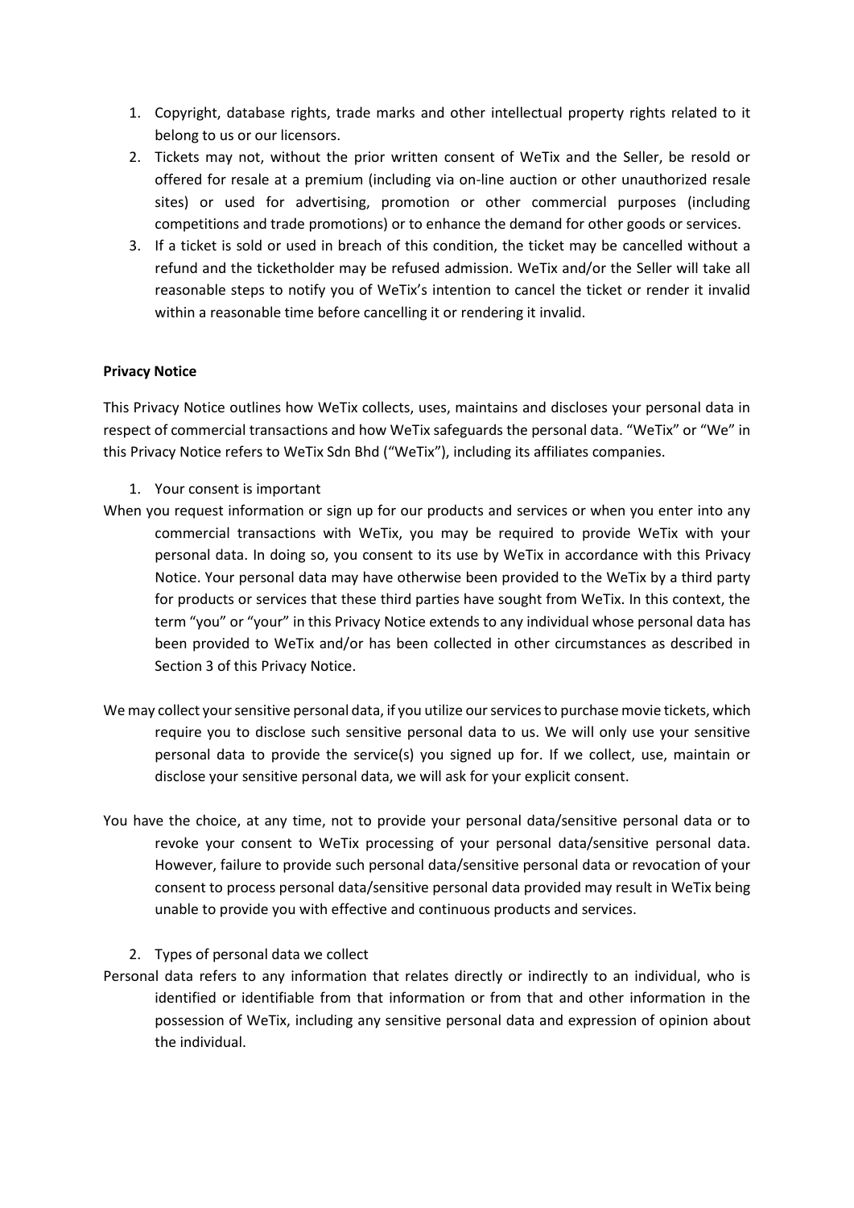1. Copyright, database rights, trade marks and other intellectual property rights related to it belong to us or our licensors.
2. Tickets may not, without the prior written consent of WeTix and the Seller, be resold or offered for resale at a premium (including via on-line auction or other unauthorized resale sites) or used for advertising, promotion or other commercial purposes (including competitions and trade promotions) or to enhance the demand for other goods or services.
3. If a ticket is sold or used in breach of this condition, the ticket may be cancelled without a refund and the ticketholder may be refused admission. WeTix and/or the Seller will take all reasonable steps to notify you of WeTix's intention to cancel the ticket or render it invalid within a reasonable time before cancelling it or rendering it invalid.

**Privacy Notice**

This Privacy Notice outlines how WeTix collects, uses, maintains and discloses your personal data in respect of commercial transactions and how WeTix safeguards the personal data. "WeTix" or "We" in this Privacy Notice refers to WeTix Sdn Bhd ("WeTix"), including its affiliates companies.

1. Your consent is important

When you request information or sign up for our products and services or when you enter into any commercial transactions with WeTix, you may be required to provide WeTix with your personal data. In doing so, you consent to its use by WeTix in accordance with this Privacy Notice. Your personal data may have otherwise been provided to the WeTix by a third party for products or services that these third parties have sought from WeTix. In this context, the term "you" or "your" in this Privacy Notice extends to any individual whose personal data has been provided to WeTix and/or has been collected in other circumstances as described in Section 3 of this Privacy Notice.

We may collect your sensitive personal data, if you utilize our services to purchase movie tickets, which require you to disclose such sensitive personal data to us. We will only use your sensitive personal data to provide the service(s) you signed up for. If we collect, use, maintain or disclose your sensitive personal data, we will ask for your explicit consent.

You have the choice, at any time, not to provide your personal data/sensitive personal data or to revoke your consent to WeTix processing of your personal data/sensitive personal data. However, failure to provide such personal data/sensitive personal data or revocation of your consent to process personal data/sensitive personal data provided may result in WeTix being unable to provide you with effective and continuous products and services.

2. Types of personal data we collect

Personal data refers to any information that relates directly or indirectly to an individual, who is identified or identifiable from that information or from that and other information in the possession of WeTix, including any sensitive personal data and expression of opinion about the individual.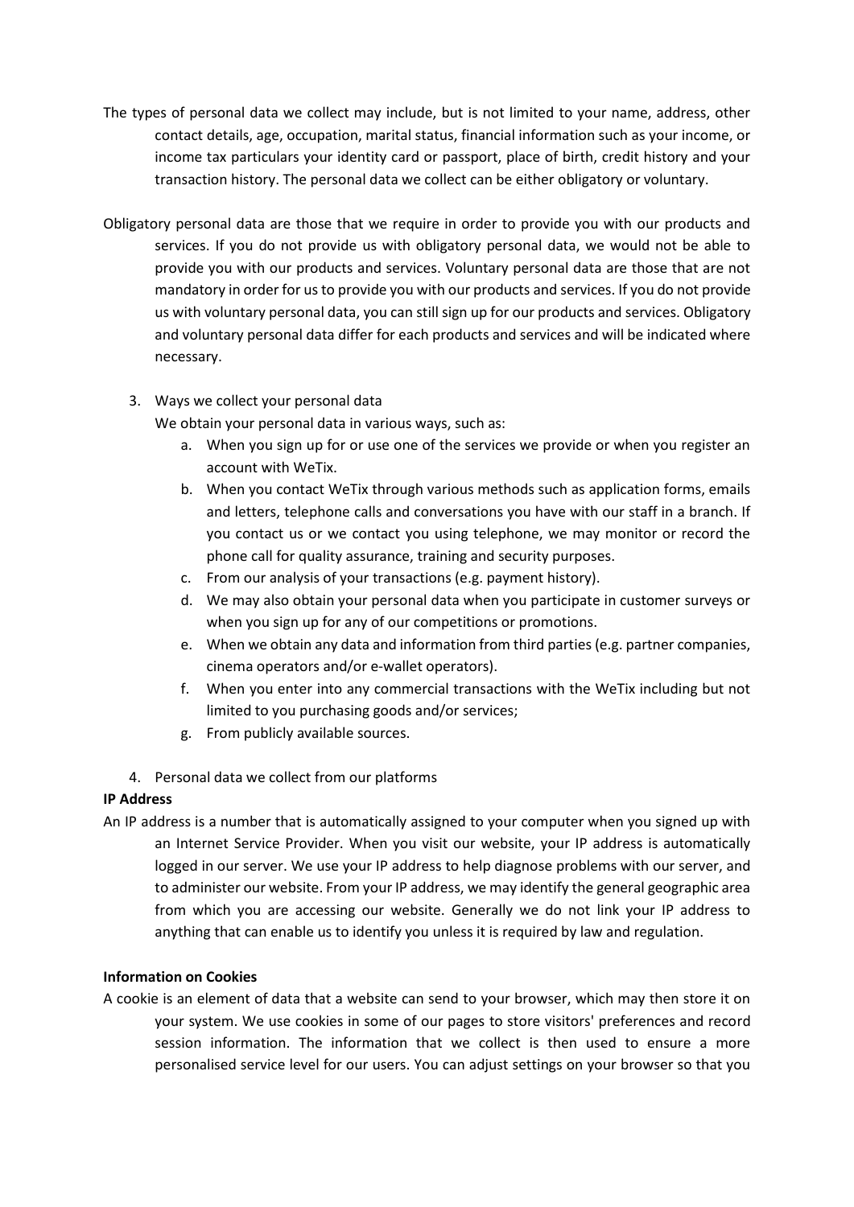The types of personal data we collect may include, but is not limited to your name, address, other contact details, age, occupation, marital status, financial information such as your income, or income tax particulars your identity card or passport, place of birth, credit history and your transaction history. The personal data we collect can be either obligatory or voluntary.

Obligatory personal data are those that we require in order to provide you with our products and services. If you do not provide us with obligatory personal data, we would not be able to provide you with our products and services. Voluntary personal data are those that are not mandatory in order for us to provide you with our products and services. If you do not provide us with voluntary personal data, you can still sign up for our products and services. Obligatory and voluntary personal data differ for each products and services and will be indicated where necessary.

3. Ways we collect your personal data

   We obtain your personal data in various ways, such as:

   a. When you sign up for or use one of the services we provide or when you register an account with WeTix.
   b. When you contact WeTix through various methods such as application forms, emails and letters, telephone calls and conversations you have with our staff in a branch. If you contact us or we contact you using telephone, we may monitor or record the phone call for quality assurance, training and security purposes.
   c. From our analysis of your transactions (e.g. payment history).
   d. We may also obtain your personal data when you participate in customer surveys or when you sign up for any of our competitions or promotions.
   e. When we obtain any data and information from third parties (e.g. partner companies, cinema operators and/or e-wallet operators).
   f. When you enter into any commercial transactions with the WeTix including but not limited to you purchasing goods and/or services;
   g. From publicly available sources.

4. Personal data we collect from our platforms

**IP Address**

An IP address is a number that is automatically assigned to your computer when you signed up with an Internet Service Provider. When you visit our website, your IP address is automatically logged in our server. We use your IP address to help diagnose problems with our server, and to administer our website. From your IP address, we may identify the general geographic area from which you are accessing our website. Generally we do not link your IP address to anything that can enable us to identify you unless it is required by law and regulation.

**Information on Cookies**

A cookie is an element of data that a website can send to your browser, which may then store it on your system. We use cookies in some of our pages to store visitors' preferences and record session information. The information that we collect is then used to ensure a more personalised service level for our users. You can adjust settings on your browser so that you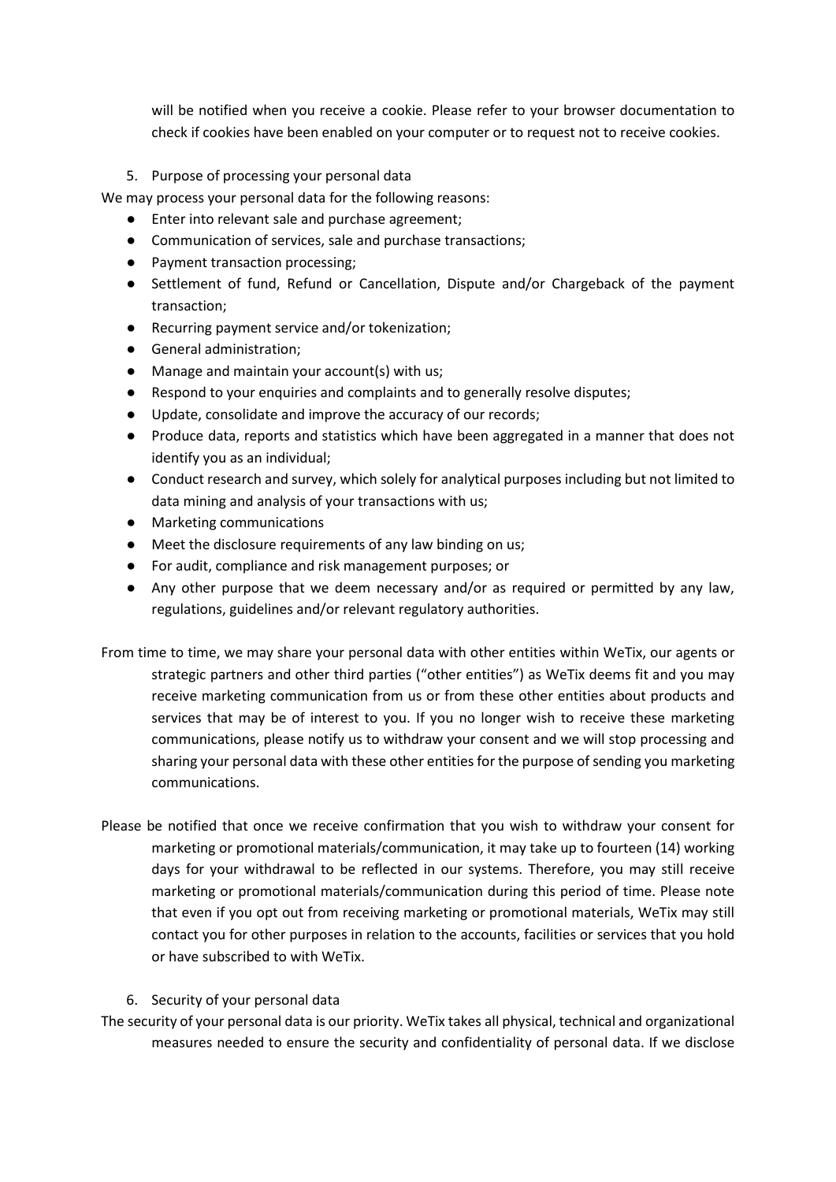will be notified when you receive a cookie. Please refer to your browser documentation to check if cookies have been enabled on your computer or to request not to receive cookies.

5. Purpose of processing your personal data

We may process your personal data for the following reasons:

- Enter into relevant sale and purchase agreement;
- Communication of services, sale and purchase transactions;
- Payment transaction processing;
- Settlement of fund, Refund or Cancellation, Dispute and/or Chargeback of the payment transaction;
- Recurring payment service and/or tokenization;
- General administration;
- Manage and maintain your account(s) with us;
- Respond to your enquiries and complaints and to generally resolve disputes;
- Update, consolidate and improve the accuracy of our records;
- Produce data, reports and statistics which have been aggregated in a manner that does not identify you as an individual;
- Conduct research and survey, which solely for analytical purposes including but not limited to data mining and analysis of your transactions with us;
- Marketing communications
- Meet the disclosure requirements of any law binding on us;
- For audit, compliance and risk management purposes; or
- Any other purpose that we deem necessary and/or as required or permitted by any law, regulations, guidelines and/or relevant regulatory authorities.

From time to time, we may share your personal data with other entities within WeTix, our agents or strategic partners and other third parties ("other entities") as WeTix deems fit and you may receive marketing communication from us or from these other entities about products and services that may be of interest to you. If you no longer wish to receive these marketing communications, please notify us to withdraw your consent and we will stop processing and sharing your personal data with these other entities for the purpose of sending you marketing communications.

Please be notified that once we receive confirmation that you wish to withdraw your consent for marketing or promotional materials/communication, it may take up to fourteen (14) working days for your withdrawal to be reflected in our systems. Therefore, you may still receive marketing or promotional materials/communication during this period of time. Please note that even if you opt out from receiving marketing or promotional materials, WeTix may still contact you for other purposes in relation to the accounts, facilities or services that you hold or have subscribed to with WeTix.

6. Security of your personal data

The security of your personal data is our priority. WeTix takes all physical, technical and organizational measures needed to ensure the security and confidentiality of personal data. If we disclose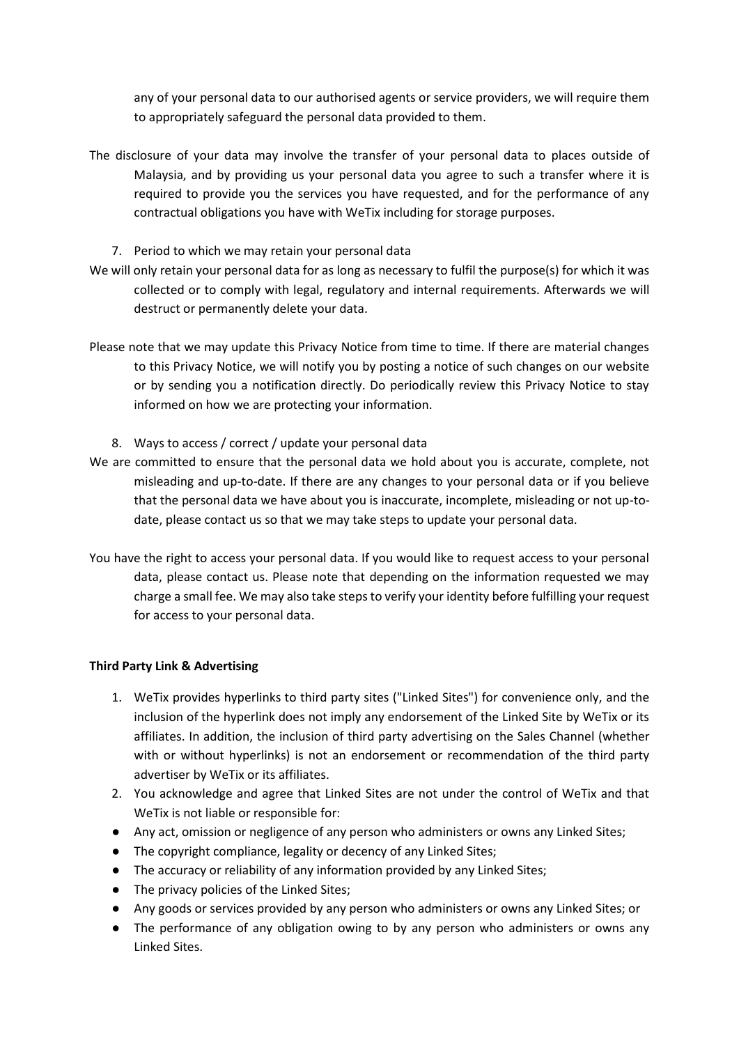any of your personal data to our authorised agents or service providers, we will require them to appropriately safeguard the personal data provided to them.

The disclosure of your data may involve the transfer of your personal data to places outside of Malaysia, and by providing us your personal data you agree to such a transfer where it is required to provide you the services you have requested, and for the performance of any contractual obligations you have with WeTix including for storage purposes.

7. Period to which we may retain your personal data

We will only retain your personal data for as long as necessary to fulfil the purpose(s) for which it was collected or to comply with legal, regulatory and internal requirements. Afterwards we will destruct or permanently delete your data.

Please note that we may update this Privacy Notice from time to time. If there are material changes to this Privacy Notice, we will notify you by posting a notice of such changes on our website or by sending you a notification directly. Do periodically review this Privacy Notice to stay informed on how we are protecting your information.

8. Ways to access / correct / update your personal data

We are committed to ensure that the personal data we hold about you is accurate, complete, not misleading and up-to-date. If there are any changes to your personal data or if you believe that the personal data we have about you is inaccurate, incomplete, misleading or not up-to-date, please contact us so that we may take steps to update your personal data.

You have the right to access your personal data. If you would like to request access to your personal data, please contact us. Please note that depending on the information requested we may charge a small fee. We may also take steps to verify your identity before fulfilling your request for access to your personal data.

**Third Party Link & Advertising**

1. WeTix provides hyperlinks to third party sites ("Linked Sites") for convenience only, and the inclusion of the hyperlink does not imply any endorsement of the Linked Site by WeTix or its affiliates. In addition, the inclusion of third party advertising on the Sales Channel (whether with or without hyperlinks) is not an endorsement or recommendation of the third party advertiser by WeTix or its affiliates.
2. You acknowledge and agree that Linked Sites are not under the control of WeTix and that WeTix is not liable or responsible for:

- Any act, omission or negligence of any person who administers or owns any Linked Sites;
- The copyright compliance, legality or decency of any Linked Sites;
- The accuracy or reliability of any information provided by any Linked Sites;
- The privacy policies of the Linked Sites;
- Any goods or services provided by any person who administers or owns any Linked Sites; or
- The performance of any obligation owing to by any person who administers or owns any Linked Sites.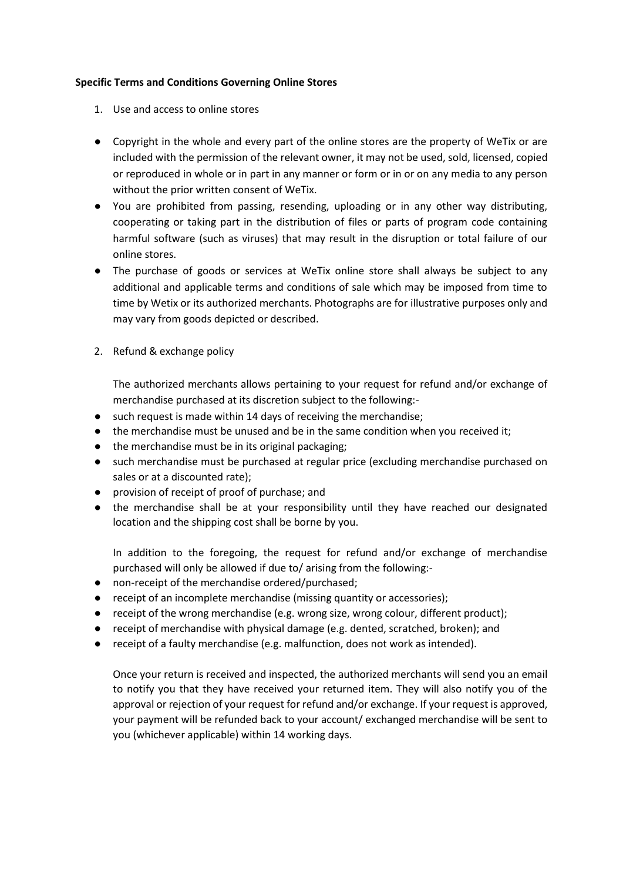**Specific Terms and Conditions Governing Online Stores**

1. Use and access to online stores

- Copyright in the whole and every part of the online stores are the property of WeTix or are included with the permission of the relevant owner, it may not be used, sold, licensed, copied or reproduced in whole or in part in any manner or form or in or on any media to any person without the prior written consent of WeTix.
- You are prohibited from passing, resending, uploading or in any other way distributing, cooperating or taking part in the distribution of files or parts of program code containing harmful software (such as viruses) that may result in the disruption or total failure of our online stores.
- The purchase of goods or services at WeTix online store shall always be subject to any additional and applicable terms and conditions of sale which may be imposed from time to time by Wetix or its authorized merchants. Photographs are for illustrative purposes only and may vary from goods depicted or described.

2. Refund & exchange policy

   The authorized merchants allows pertaining to your request for refund and/or exchange of merchandise purchased at its discretion subject to the following:-

- such request is made within 14 days of receiving the merchandise;
- the merchandise must be unused and be in the same condition when you received it;
- the merchandise must be in its original packaging;
- such merchandise must be purchased at regular price (excluding merchandise purchased on sales or at a discounted rate);
- provision of receipt of proof of purchase; and
- the merchandise shall be at your responsibility until they have reached our designated location and the shipping cost shall be borne by you.

   In addition to the foregoing, the request for refund and/or exchange of merchandise purchased will only be allowed if due to/ arising from the following:-

- non-receipt of the merchandise ordered/purchased;
- receipt of an incomplete merchandise (missing quantity or accessories);
- receipt of the wrong merchandise (e.g. wrong size, wrong colour, different product);
- receipt of merchandise with physical damage (e.g. dented, scratched, broken); and
- receipt of a faulty merchandise (e.g. malfunction, does not work as intended).

   Once your return is received and inspected, the authorized merchants will send you an email to notify you that they have received your returned item. They will also notify you of the approval or rejection of your request for refund and/or exchange. If your request is approved, your payment will be refunded back to your account/ exchanged merchandise will be sent to you (whichever applicable) within 14 working days.